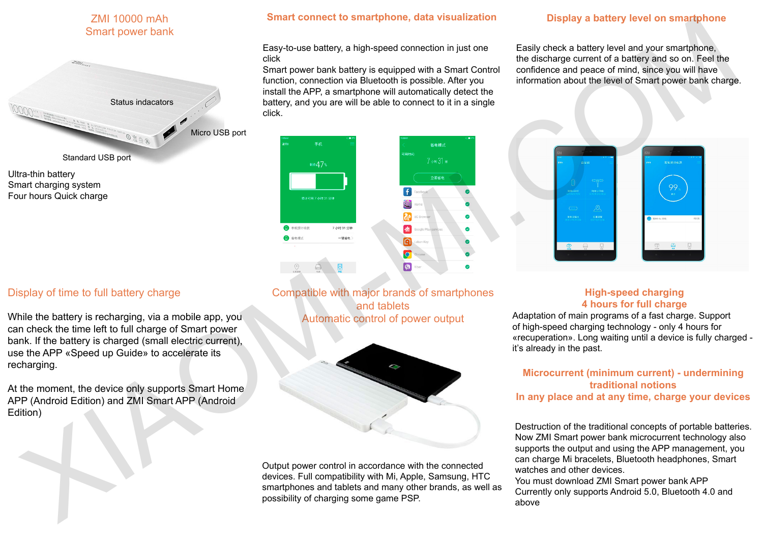# ZMI 10000 mAh Smart power bank

Status indacators

Micro USB port

Standard USB port

Ultra-thin battery
Smart charging system
Four hours Quick charge

## Smart connect to smartphone, data visualization

Easy-to-use battery, a high-speed connection in just one click
Smart power bank battery is equipped with a Smart Control function, connection via Bluetooth is possible. After you install the APP, a smartphone will automatically detect the battery, and you are will be able to connect to it in a single click.

## Display a battery level on smartphone

Easily check a battery level and your smartphone, the discharge current of a battery and so on. Feel the confidence and peace of mind, since you will have information about the level of Smart power bank charge.

## Display of time to full battery charge

While the battery is recharging, via a mobile app, you can check the time left to full charge of Smart power bank. If the battery is charged (small electric current), use the APP «Speed up Guide» to accelerate its recharging.

At the moment, the device only supports Smart Home APP (Android Edition) and ZMI Smart APP (Android Edition)

## Compatible with major brands of smartphones and tablets
## Automatic control of power output

Output power control in accordance with the connected devices. Full compatibility with Mi, Apple, Samsung, HTC smartphones and tablets and many other brands, as well as possibility of charging some game PSP.

## High-speed charging
## 4 hours for full charge

Adaptation of main programs of a fast charge. Support of high-speed charging technology - only 4 hours for «recuperation». Long waiting until a device is fully charged - it's already in the past.

## Microcurrent (minimum current) - undermining traditional notions
## In any place and at any time, charge your devices

Destruction of the traditional concepts of portable batteries. Now ZMI Smart power bank microcurrent technology also supports the output and using the APP management, you can charge Mi bracelets, Bluetooth headphones, Smart watches and other devices.
You must download ZMI Smart power bank APP
Currently only supports Android 5.0, Bluetooth 4.0 and above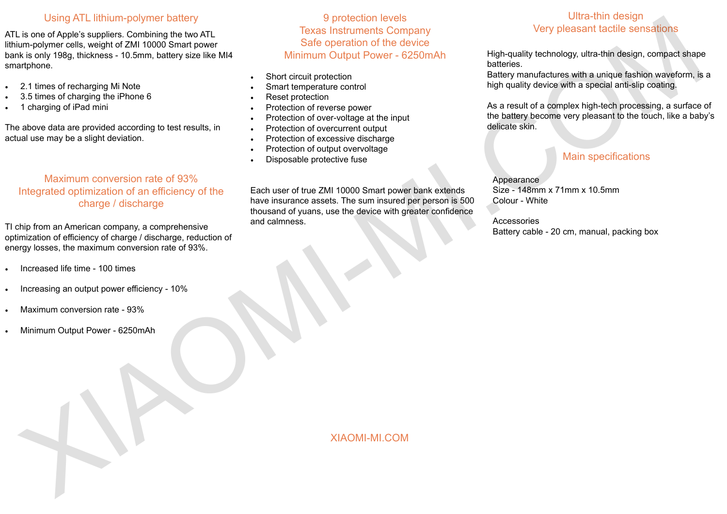## Using ATL lithium-polymer battery

ATL is one of Apple's suppliers. Combining the two ATL lithium-polymer cells, weight of ZMI 10000 Smart power bank is only 198g, thickness - 10.5mm, battery size like MI4 smartphone.

- 2.1 times of recharging Mi Note
- 3.5 times of charging the iPhone 6
- 1 charging of iPad mini

The above data are provided according to test results, in actual use may be a slight deviation.

## Maximum conversion rate of 93% Integrated optimization of an efficiency of the charge / discharge

TI chip from an American company, a comprehensive optimization of efficiency of charge / discharge, reduction of energy losses, the maximum conversion rate of 93%.

- Increased life time - 100 times
- Increasing an output power efficiency - 10%
- Maximum conversion rate - 93%
- Minimum Output Power - 6250mAh

## 9 protection levels Texas Instruments Company Safe operation of the device Minimum Output Power - 6250mAh

- Short circuit protection
- Smart temperature control
- Reset protection
- Protection of reverse power
- Protection of over-voltage at the input
- Protection of overcurrent output
- Protection of excessive discharge
- Protection of output overvoltage
- Disposable protective fuse

Each user of true ZMI 10000 Smart power bank extends have insurance assets. The sum insured per person is 500 thousand of yuans, use the device with greater confidence and calmness.

## Ultra-thin design Very pleasant tactile sensations

High-quality technology, ultra-thin design, compact shape batteries.
Battery manufactures with a unique fashion waveform, is a high quality device with a special anti-slip coating.

As a result of a complex high-tech processing, a surface of the battery become very pleasant to the touch, like a baby's delicate skin.

## Main specifications

Appearance
Size - 148mm x 71mm x 10.5mm
Colour - White

Accessories
Battery cable - 20 cm, manual, packing box

XIAOMI-MI.COM